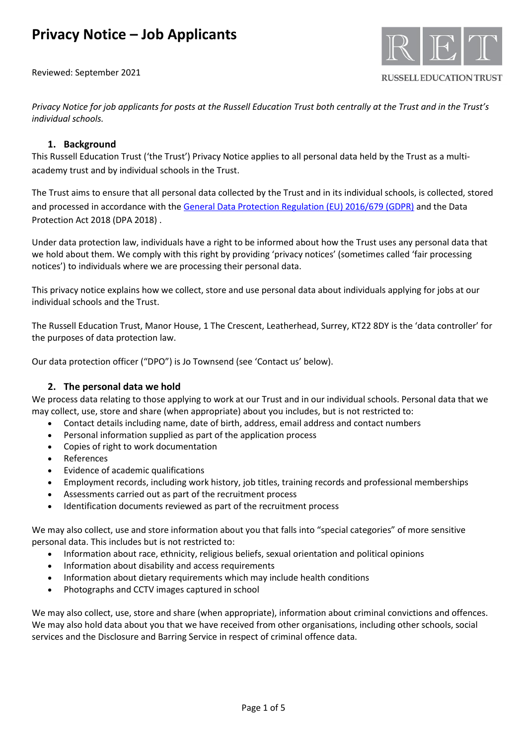# Privacy Notice – Job Applicants

Reviewed: September 2021

RUSSELL EDUCATION TRUST

*Privacy Notice for job applicants for posts at the Russell Education Trust both centrally at the Trust and in the Trust's individual schools.*

## 1. Background

This Russell Education Trust ('the Trust') Privacy Notice applies to all personal data held by the Trust as a multi-academy trust and by individual schools in the Trust.

The Trust aims to ensure that all personal data collected by the Trust and in its individual schools, is collected, stored and processed in accordance with the General Data Protection Regulation (EU) 2016/679 (GDPR) and the Data Protection Act 2018 (DPA 2018) .

Under data protection law, individuals have a right to be informed about how the Trust uses any personal data that we hold about them. We comply with this right by providing 'privacy notices' (sometimes called 'fair processing notices') to individuals where we are processing their personal data.

This privacy notice explains how we collect, store and use personal data about individuals applying for jobs at our individual schools and the Trust.

The Russell Education Trust, Manor House, 1 The Crescent, Leatherhead, Surrey, KT22 8DY is the 'data controller' for the purposes of data protection law.

Our data protection officer ("DPO") is Jo Townsend (see 'Contact us' below).

## 2. The personal data we hold

We process data relating to those applying to work at our Trust and in our individual schools. Personal data that we may collect, use, store and share (when appropriate) about you includes, but is not restricted to:

- Contact details including name, date of birth, address, email address and contact numbers
- Personal information supplied as part of the application process
- Copies of right to work documentation
- References
- Evidence of academic qualifications
- Employment records, including work history, job titles, training records and professional memberships
- Assessments carried out as part of the recruitment process
- Identification documents reviewed as part of the recruitment process

We may also collect, use and store information about you that falls into "special categories" of more sensitive personal data. This includes but is not restricted to:

- Information about race, ethnicity, religious beliefs, sexual orientation and political opinions
- Information about disability and access requirements
- Information about dietary requirements which may include health conditions
- Photographs and CCTV images captured in school

We may also collect, use, store and share (when appropriate), information about criminal convictions and offences. We may also hold data about you that we have received from other organisations, including other schools, social services and the Disclosure and Barring Service in respect of criminal offence data.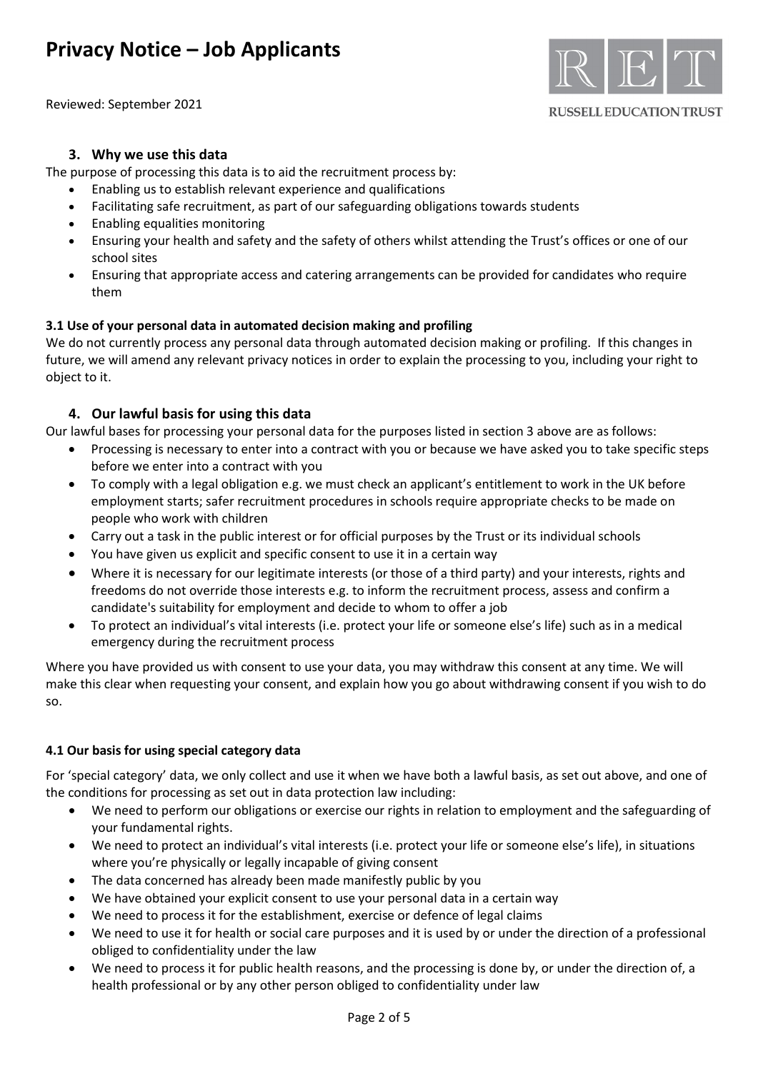## 3. Why we use this data

The purpose of processing this data is to aid the recruitment process by:

- Enabling us to establish relevant experience and qualifications
- Facilitating safe recruitment, as part of our safeguarding obligations towards students
- Enabling equalities monitoring
- Ensuring your health and safety and the safety of others whilst attending the Trust's offices or one of our school sites
- Ensuring that appropriate access and catering arrangements can be provided for candidates who require them

### 3.1 Use of your personal data in automated decision making and profiling

We do not currently process any personal data through automated decision making or profiling. If this changes in future, we will amend any relevant privacy notices in order to explain the processing to you, including your right to object to it.

## 4. Our lawful basis for using this data

Our lawful bases for processing your personal data for the purposes listed in section 3 above are as follows:

- Processing is necessary to enter into a contract with you or because we have asked you to take specific steps before we enter into a contract with you
- To comply with a legal obligation e.g. we must check an applicant's entitlement to work in the UK before employment starts; safer recruitment procedures in schools require appropriate checks to be made on people who work with children
- Carry out a task in the public interest or for official purposes by the Trust or its individual schools
- You have given us explicit and specific consent to use it in a certain way
- Where it is necessary for our legitimate interests (or those of a third party) and your interests, rights and freedoms do not override those interests e.g. to inform the recruitment process, assess and confirm a candidate's suitability for employment and decide to whom to offer a job
- To protect an individual's vital interests (i.e. protect your life or someone else's life) such as in a medical emergency during the recruitment process

Where you have provided us with consent to use your data, you may withdraw this consent at any time. We will make this clear when requesting your consent, and explain how you go about withdrawing consent if you wish to do so.

### 4.1 Our basis for using special category data

For 'special category' data, we only collect and use it when we have both a lawful basis, as set out above, and one of the conditions for processing as set out in data protection law including:

- We need to perform our obligations or exercise our rights in relation to employment and the safeguarding of your fundamental rights.
- We need to protect an individual's vital interests (i.e. protect your life or someone else's life), in situations where you're physically or legally incapable of giving consent
- The data concerned has already been made manifestly public by you
- We have obtained your explicit consent to use your personal data in a certain way
- We need to process it for the establishment, exercise or defence of legal claims
- We need to use it for health or social care purposes and it is used by or under the direction of a professional obliged to confidentiality under the law
- We need to process it for public health reasons, and the processing is done by, or under the direction of, a health professional or by any other person obliged to confidentiality under law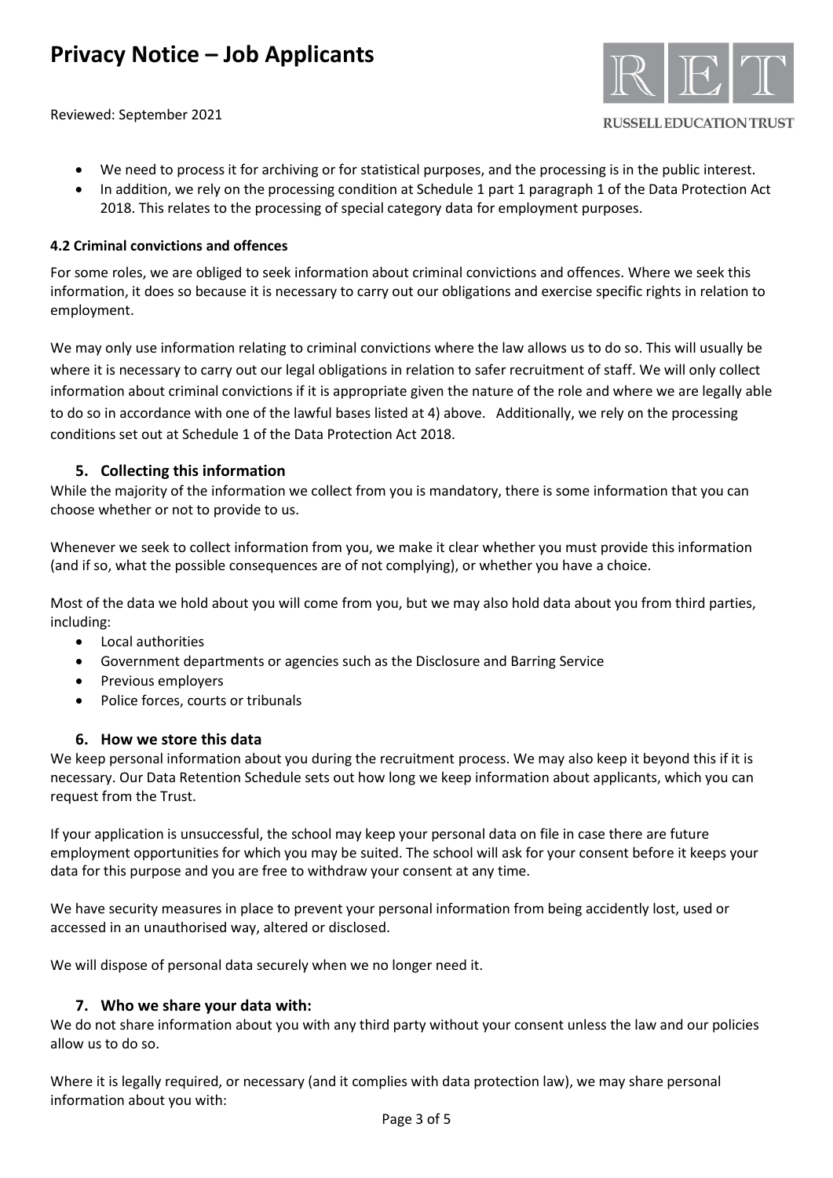- We need to process it for archiving or for statistical purposes, and the processing is in the public interest.
- In addition, we rely on the processing condition at Schedule 1 part 1 paragraph 1 of the Data Protection Act 2018. This relates to the processing of special category data for employment purposes.

#### 4.2 Criminal convictions and offences

For some roles, we are obliged to seek information about criminal convictions and offences. Where we seek this information, it does so because it is necessary to carry out our obligations and exercise specific rights in relation to employment.

We may only use information relating to criminal convictions where the law allows us to do so. This will usually be where it is necessary to carry out our legal obligations in relation to safer recruitment of staff. We will only collect information about criminal convictions if it is appropriate given the nature of the role and where we are legally able to do so in accordance with one of the lawful bases listed at 4) above. Additionally, we rely on the processing conditions set out at Schedule 1 of the Data Protection Act 2018.

### 5. Collecting this information

While the majority of the information we collect from you is mandatory, there is some information that you can choose whether or not to provide to us.

Whenever we seek to collect information from you, we make it clear whether you must provide this information (and if so, what the possible consequences are of not complying), or whether you have a choice.

Most of the data we hold about you will come from you, but we may also hold data about you from third parties, including:

- Local authorities
- Government departments or agencies such as the Disclosure and Barring Service
- Previous employers
- Police forces, courts or tribunals

### 6. How we store this data

We keep personal information about you during the recruitment process. We may also keep it beyond this if it is necessary. Our Data Retention Schedule sets out how long we keep information about applicants, which you can request from the Trust.

If your application is unsuccessful, the school may keep your personal data on file in case there are future employment opportunities for which you may be suited. The school will ask for your consent before it keeps your data for this purpose and you are free to withdraw your consent at any time.

We have security measures in place to prevent your personal information from being accidently lost, used or accessed in an unauthorised way, altered or disclosed.

We will dispose of personal data securely when we no longer need it.

### 7. Who we share your data with:

We do not share information about you with any third party without your consent unless the law and our policies allow us to do so.

Where it is legally required, or necessary (and it complies with data protection law), we may share personal information about you with: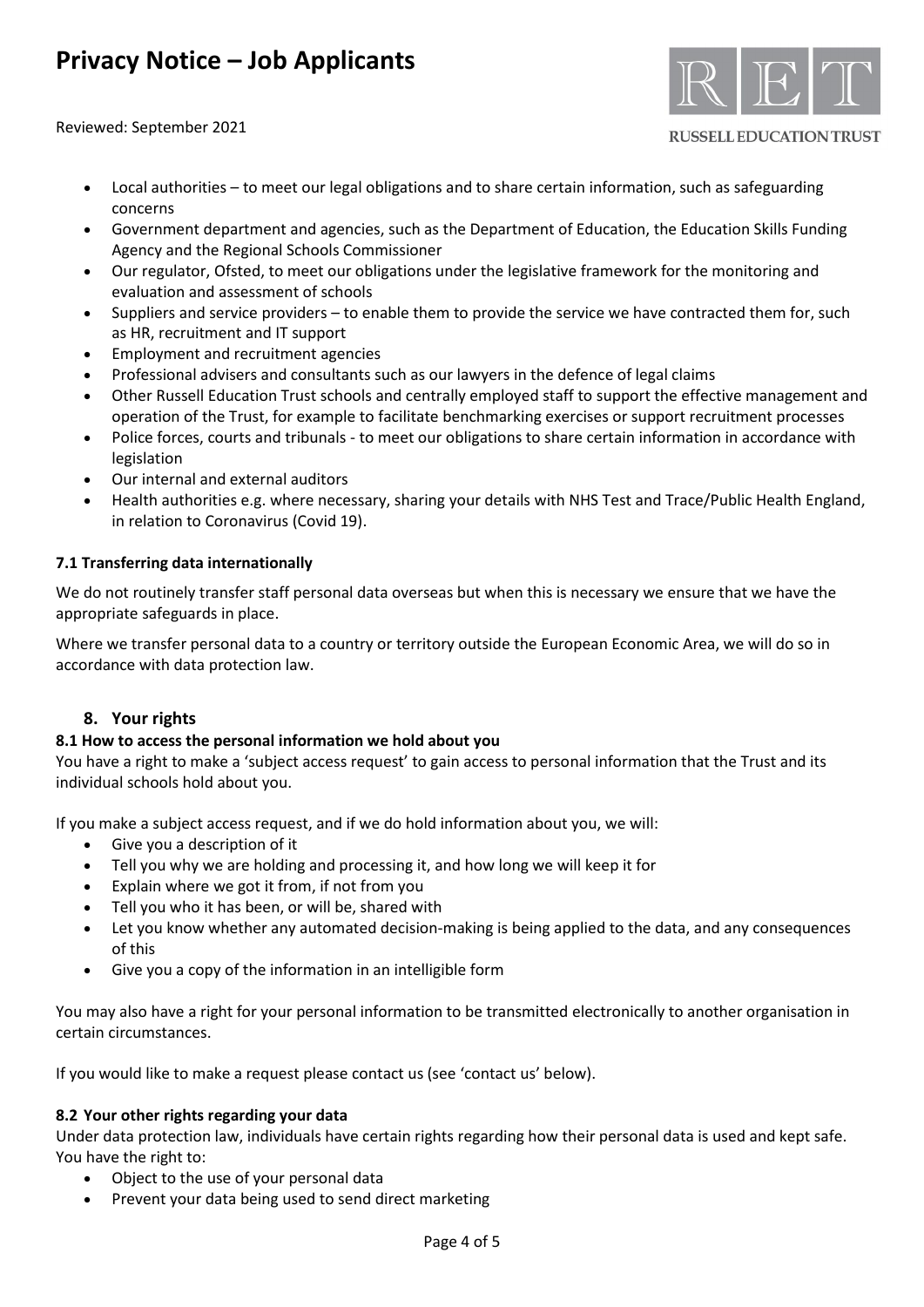- Local authorities – to meet our legal obligations and to share certain information, such as safeguarding concerns
- Government department and agencies, such as the Department of Education, the Education Skills Funding Agency and the Regional Schools Commissioner
- Our regulator, Ofsted, to meet our obligations under the legislative framework for the monitoring and evaluation and assessment of schools
- Suppliers and service providers – to enable them to provide the service we have contracted them for, such as HR, recruitment and IT support
- Employment and recruitment agencies
- Professional advisers and consultants such as our lawyers in the defence of legal claims
- Other Russell Education Trust schools and centrally employed staff to support the effective management and operation of the Trust, for example to facilitate benchmarking exercises or support recruitment processes
- Police forces, courts and tribunals - to meet our obligations to share certain information in accordance with legislation
- Our internal and external auditors
- Health authorities e.g. where necessary, sharing your details with NHS Test and Trace/Public Health England, in relation to Coronavirus (Covid 19).

### 7.1 Transferring data internationally

We do not routinely transfer staff personal data overseas but when this is necessary we ensure that we have the appropriate safeguards in place.

Where we transfer personal data to a country or territory outside the European Economic Area, we will do so in accordance with data protection law.

## 8. Your rights

### 8.1 How to access the personal information we hold about you

You have a right to make a 'subject access request' to gain access to personal information that the Trust and its individual schools hold about you.

If you make a subject access request, and if we do hold information about you, we will:

- Give you a description of it
- Tell you why we are holding and processing it, and how long we will keep it for
- Explain where we got it from, if not from you
- Tell you who it has been, or will be, shared with
- Let you know whether any automated decision-making is being applied to the data, and any consequences of this
- Give you a copy of the information in an intelligible form

You may also have a right for your personal information to be transmitted electronically to another organisation in certain circumstances.

If you would like to make a request please contact us (see 'contact us' below).

### 8.2 Your other rights regarding your data

Under data protection law, individuals have certain rights regarding how their personal data is used and kept safe. You have the right to:

- Object to the use of your personal data
- Prevent your data being used to send direct marketing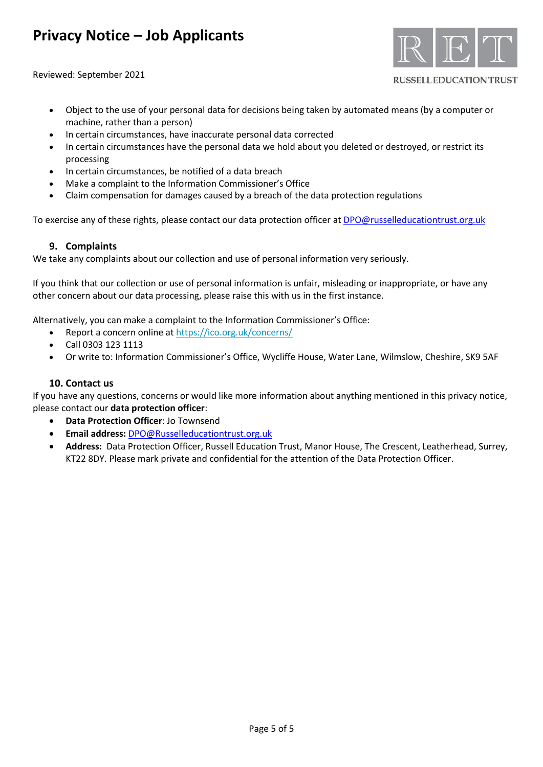- Object to the use of your personal data for decisions being taken by automated means (by a computer or machine, rather than a person)
- In certain circumstances, have inaccurate personal data corrected
- In certain circumstances have the personal data we hold about you deleted or destroyed, or restrict its processing
- In certain circumstances, be notified of a data breach
- Make a complaint to the Information Commissioner's Office
- Claim compensation for damages caused by a breach of the data protection regulations

To exercise any of these rights, please contact our data protection officer at DPO@russelleducationtrust.org.uk

## 9. Complaints

We take any complaints about our collection and use of personal information very seriously.

If you think that our collection or use of personal information is unfair, misleading or inappropriate, or have any other concern about our data processing, please raise this with us in the first instance.

Alternatively, you can make a complaint to the Information Commissioner's Office:

- Report a concern online at https://ico.org.uk/concerns/
- Call 0303 123 1113
- Or write to: Information Commissioner's Office, Wycliffe House, Water Lane, Wilmslow, Cheshire, SK9 5AF

## 10. Contact us

If you have any questions, concerns or would like more information about anything mentioned in this privacy notice, please contact our **data protection officer**:

- **Data Protection Officer**: Jo Townsend
- **Email address:** DPO@Russelleducationtrust.org.uk
- **Address:** Data Protection Officer, Russell Education Trust, Manor House, The Crescent, Leatherhead, Surrey, KT22 8DY. Please mark private and confidential for the attention of the Data Protection Officer.